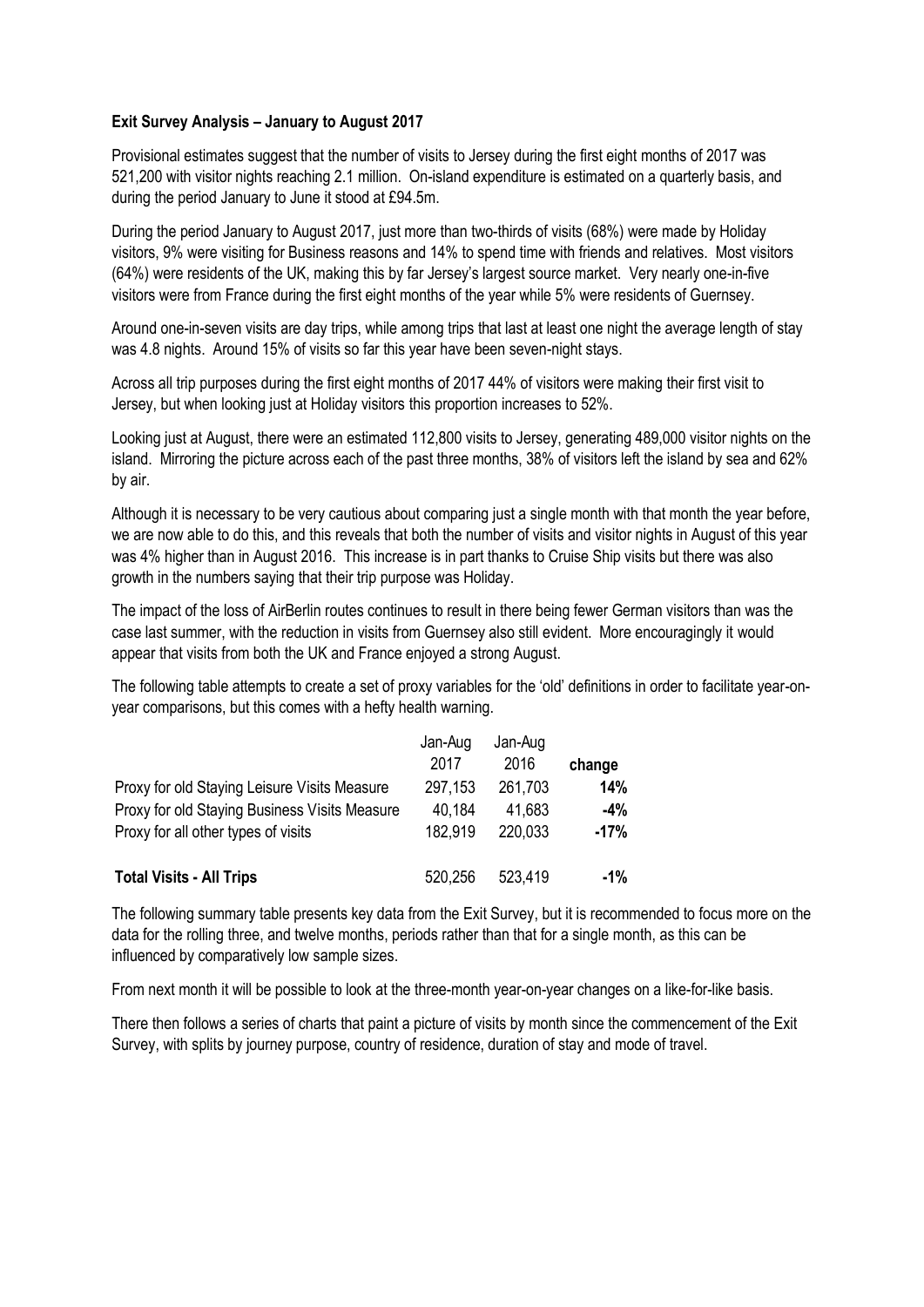**Exit Survey Analysis – January to August 2017**

Provisional estimates suggest that the number of visits to Jersey during the first eight months of 2017 was 521,200 with visitor nights reaching 2.1 million. On-island expenditure is estimated on a quarterly basis, and during the period January to June it stood at £94.5m.

During the period January to August 2017, just more than two-thirds of visits (68%) were made by Holiday visitors, 9% were visiting for Business reasons and 14% to spend time with friends and relatives. Most visitors (64%) were residents of the UK, making this by far Jersey's largest source market. Very nearly one-in-five visitors were from France during the first eight months of the year while 5% were residents of Guernsey.

Around one-in-seven visits are day trips, while among trips that last at least one night the average length of stay was 4.8 nights. Around 15% of visits so far this year have been seven-night stays.

Across all trip purposes during the first eight months of 2017 44% of visitors were making their first visit to Jersey, but when looking just at Holiday visitors this proportion increases to 52%.

Looking just at August, there were an estimated 112,800 visits to Jersey, generating 489,000 visitor nights on the island. Mirroring the picture across each of the past three months, 38% of visitors left the island by sea and 62% by air.

Although it is necessary to be very cautious about comparing just a single month with that month the year before, we are now able to do this, and this reveals that both the number of visits and visitor nights in August of this year was 4% higher than in August 2016. This increase is in part thanks to Cruise Ship visits but there was also growth in the numbers saying that their trip purpose was Holiday.

The impact of the loss of AirBerlin routes continues to result in there being fewer German visitors than was the case last summer, with the reduction in visits from Guernsey also still evident. More encouragingly it would appear that visits from both the UK and France enjoyed a strong August.

The following table attempts to create a set of proxy variables for the 'old' definitions in order to facilitate year-on-year comparisons, but this comes with a hefty health warning.

| | Jan-Aug 2017 | Jan-Aug 2016 | change |
|---|---|---|---|
| Proxy for old Staying Leisure Visits Measure | 297,153 | 261,703 | **14%** |
| Proxy for old Staying Business Visits Measure | 40,184 | 41,683 | **-4%** |
| Proxy for all other types of visits | 182,919 | 220,033 | **-17%** |
| **Total Visits - All Trips** | 520,256 | 523,419 | **-1%** |

The following summary table presents key data from the Exit Survey, but it is recommended to focus more on the data for the rolling three, and twelve months, periods rather than that for a single month, as this can be influenced by comparatively low sample sizes.

From next month it will be possible to look at the three-month year-on-year changes on a like-for-like basis.

There then follows a series of charts that paint a picture of visits by month since the commencement of the Exit Survey, with splits by journey purpose, country of residence, duration of stay and mode of travel.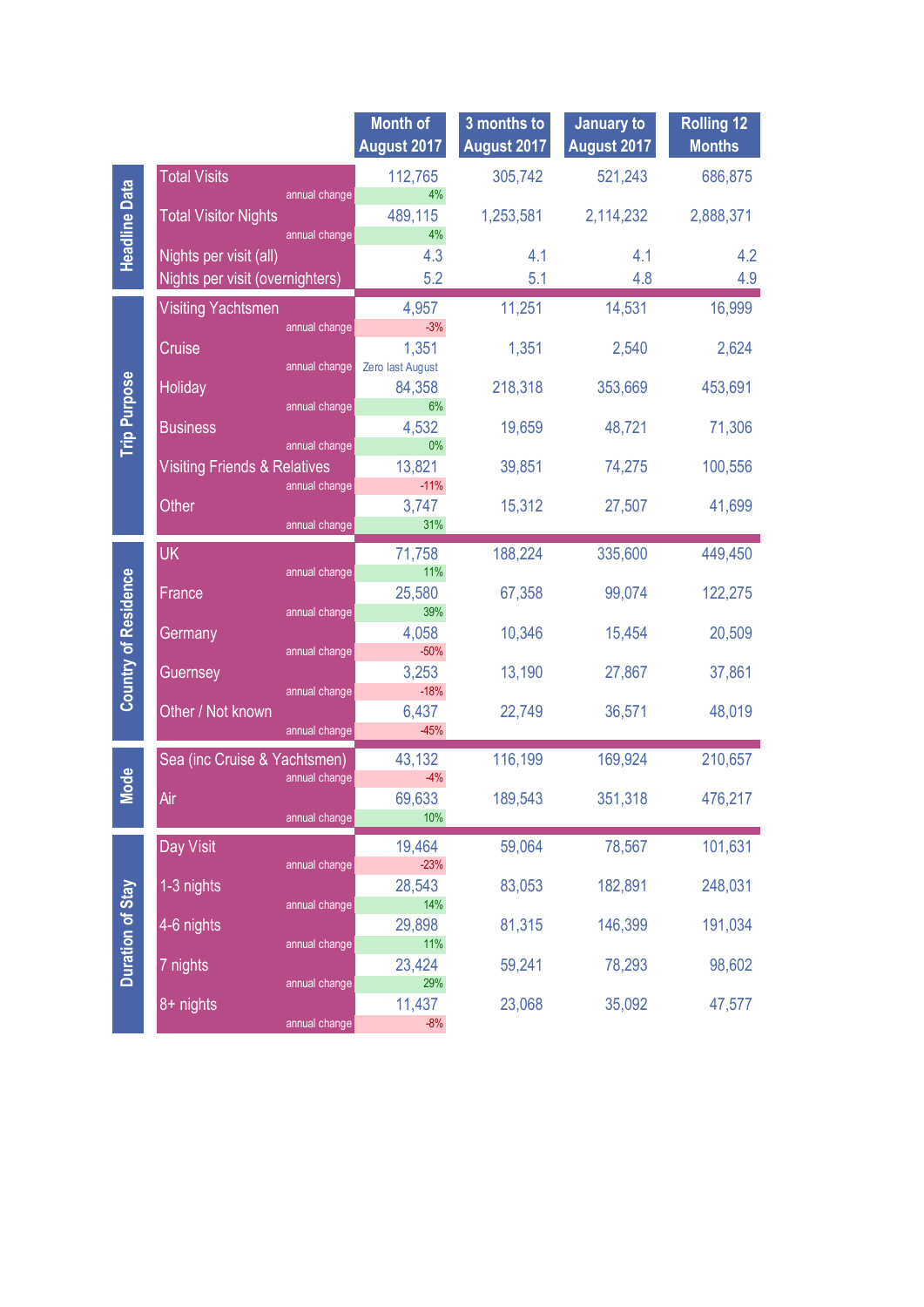| | | Month of August 2017 | 3 months to August 2017 | January to August 2017 | Rolling 12 Months |
|---|---|---|---|---|---|
| Headline Data | Total Visits | 112,765 | 305,742 | 521,243 | 686,875 |
| | annual change | 4% | | | |
| | Total Visitor Nights | 489,115 | 1,253,581 | 2,114,232 | 2,888,371 |
| | annual change | 4% | | | |
| | Nights per visit (all) | 4.3 | 4.1 | 4.1 | 4.2 |
| | Nights per visit (overnighters) | 5.2 | 5.1 | 4.8 | 4.9 |
| Trip Purpose | Visiting Yachtsmen | 4,957 | 11,251 | 14,531 | 16,999 |
| | annual change | -3% | | | |
| | Cruise | 1,351 | 1,351 | 2,540 | 2,624 |
| | annual change | Zero last August | | | |
| | Holiday | 84,358 | 218,318 | 353,669 | 453,691 |
| | annual change | 6% | | | |
| | Business | 4,532 | 19,659 | 48,721 | 71,306 |
| | annual change | 0% | | | |
| | Visiting Friends & Relatives | 13,821 | 39,851 | 74,275 | 100,556 |
| | annual change | -11% | | | |
| | Other | 3,747 | 15,312 | 27,507 | 41,699 |
| | annual change | 31% | | | |
| Country of Residence | UK | 71,758 | 188,224 | 335,600 | 449,450 |
| | annual change | 11% | | | |
| | France | 25,580 | 67,358 | 99,074 | 122,275 |
| | annual change | 39% | | | |
| | Germany | 4,058 | 10,346 | 15,454 | 20,509 |
| | annual change | -50% | | | |
| | Guernsey | 3,253 | 13,190 | 27,867 | 37,861 |
| | annual change | -18% | | | |
| | Other / Not known | 6,437 | 22,749 | 36,571 | 48,019 |
| | annual change | -45% | | | |
| Mode | Sea (inc Cruise & Yachtsmen) | 43,132 | 116,199 | 169,924 | 210,657 |
| | annual change | -4% | | | |
| | Air | 69,633 | 189,543 | 351,318 | 476,217 |
| | annual change | 10% | | | |
| Duration of Stay | Day Visit | 19,464 | 59,064 | 78,567 | 101,631 |
| | annual change | -23% | | | |
| | 1-3 nights | 28,543 | 83,053 | 182,891 | 248,031 |
| | annual change | 14% | | | |
| | 4-6 nights | 29,898 | 81,315 | 146,399 | 191,034 |
| | annual change | 11% | | | |
| | 7 nights | 23,424 | 59,241 | 78,293 | 98,602 |
| | annual change | 29% | | | |
| | 8+ nights | 11,437 | 23,068 | 35,092 | 47,577 |
| | annual change | -8% | | | |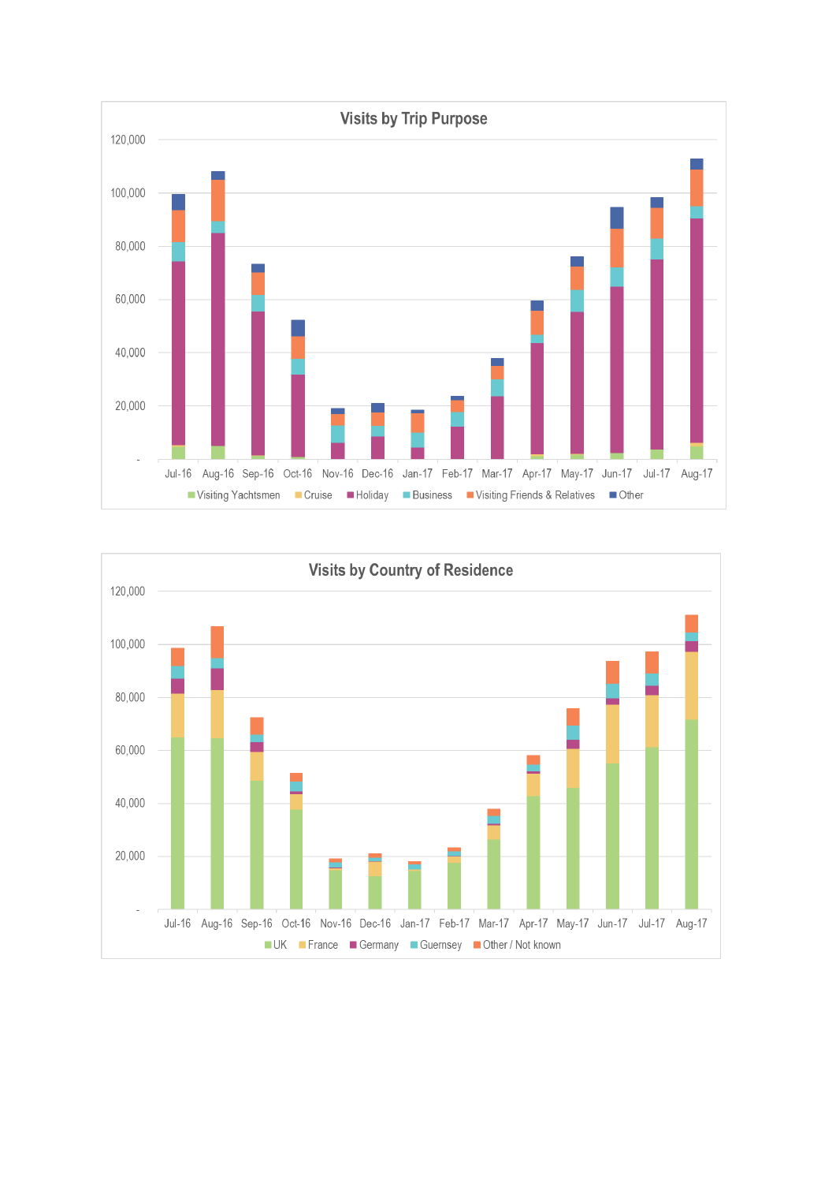## Visits by Trip Purpose

Y-axis: 120,000; 100,000; 80,000; 60,000; 40,000; 20,000; -

X-axis: Jul-16, Aug-16, Sep-16, Oct-16, Nov-16, Dec-16, Jan-17, Feb-17, Mar-17, Apr-17, May-17, Jun-17, Jul-17, Aug-17

Legend: Visiting Yachtsmen, Cruise, Holiday, Business, Visiting Friends & Relatives, Other

## Visits by Country of Residence

Y-axis: 120,000; 100,000; 80,000; 60,000; 40,000; 20,000; -

X-axis: Jul-16, Aug-16, Sep-16, Oct-16, Nov-16, Dec-16, Jan-17, Feb-17, Mar-17, Apr-17, May-17, Jun-17, Jul-17, Aug-17

Legend: UK, France, Germany, Guernsey, Other / Not known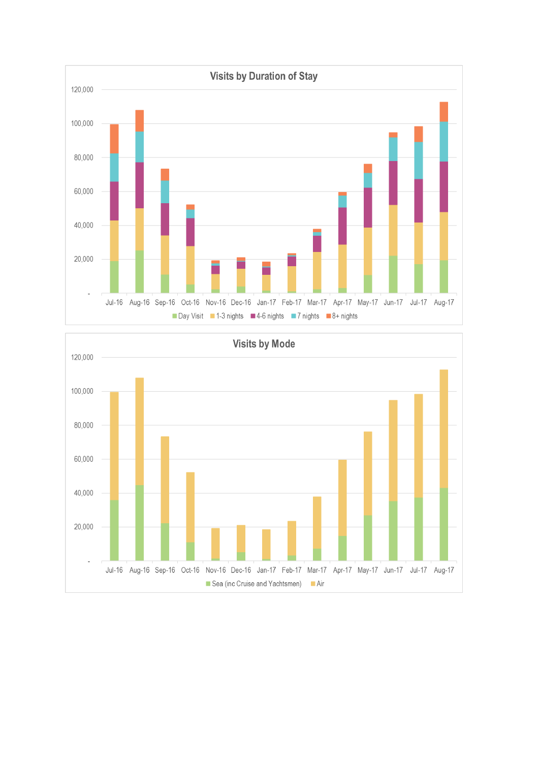## Visits by Duration of Stay

120,000
100,000
80,000
60,000
40,000
20,000
-

Jul-16 Aug-16 Sep-16 Oct-16 Nov-16 Dec-16 Jan-17 Feb-17 Mar-17 Apr-17 May-17 Jun-17 Jul-17 Aug-17

Day Visit 1-3 nights 4-6 nights 7 nights 8+ nights

## Visits by Mode

120,000
100,000
80,000
60,000
40,000
20,000
-

Jul-16 Aug-16 Sep-16 Oct-16 Nov-16 Dec-16 Jan-17 Feb-17 Mar-17 Apr-17 May-17 Jun-17 Jul-17 Aug-17

Sea (inc Cruise and Yachtsmen) Air